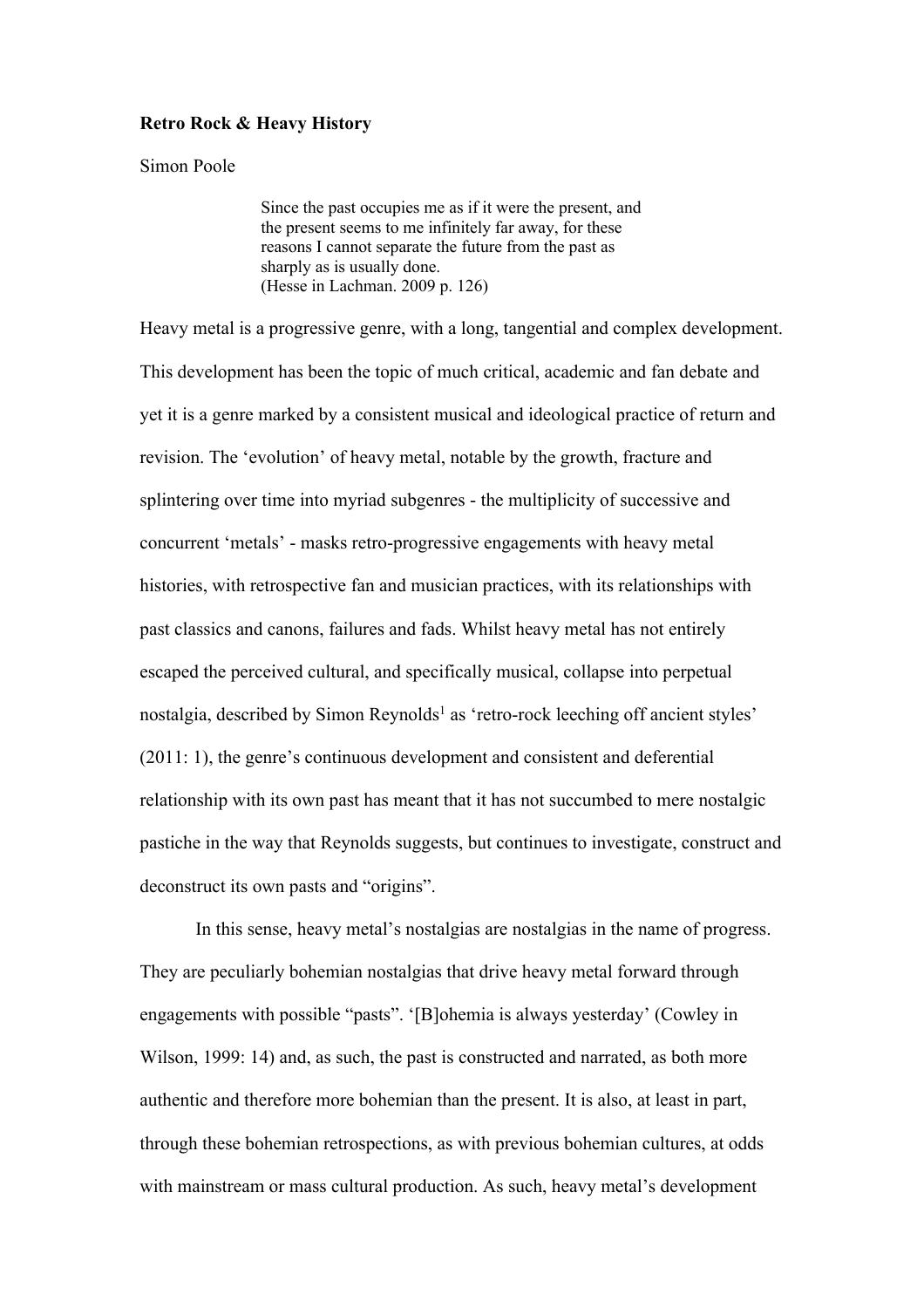**Retro Rock & Heavy History**

Simon Poole

> Since the past occupies me as if it were the present, and the present seems to me infinitely far away, for these reasons I cannot separate the future from the past as sharply as is usually done.
> (Hesse in Lachman. 2009 p. 126)

Heavy metal is a progressive genre, with a long, tangential and complex development. This development has been the topic of much critical, academic and fan debate and yet it is a genre marked by a consistent musical and ideological practice of return and revision. The 'evolution' of heavy metal, notable by the growth, fracture and splintering over time into myriad subgenres - the multiplicity of successive and concurrent 'metals' - masks retro-progressive engagements with heavy metal histories, with retrospective fan and musician practices, with its relationships with past classics and canons, failures and fads. Whilst heavy metal has not entirely escaped the perceived cultural, and specifically musical, collapse into perpetual nostalgia, described by Simon Reynolds[1] as 'retro-rock leeching off ancient styles' (2011: 1), the genre's continuous development and consistent and deferential relationship with its own past has meant that it has not succumbed to mere nostalgic pastiche in the way that Reynolds suggests, but continues to investigate, construct and deconstruct its own pasts and "origins".

In this sense, heavy metal's nostalgias are nostalgias in the name of progress. They are peculiarly bohemian nostalgias that drive heavy metal forward through engagements with possible "pasts". '[B]ohemia is always yesterday' (Cowley in Wilson, 1999: 14) and, as such, the past is constructed and narrated, as both more authentic and therefore more bohemian than the present. It is also, at least in part, through these bohemian retrospections, as with previous bohemian cultures, at odds with mainstream or mass cultural production. As such, heavy metal's development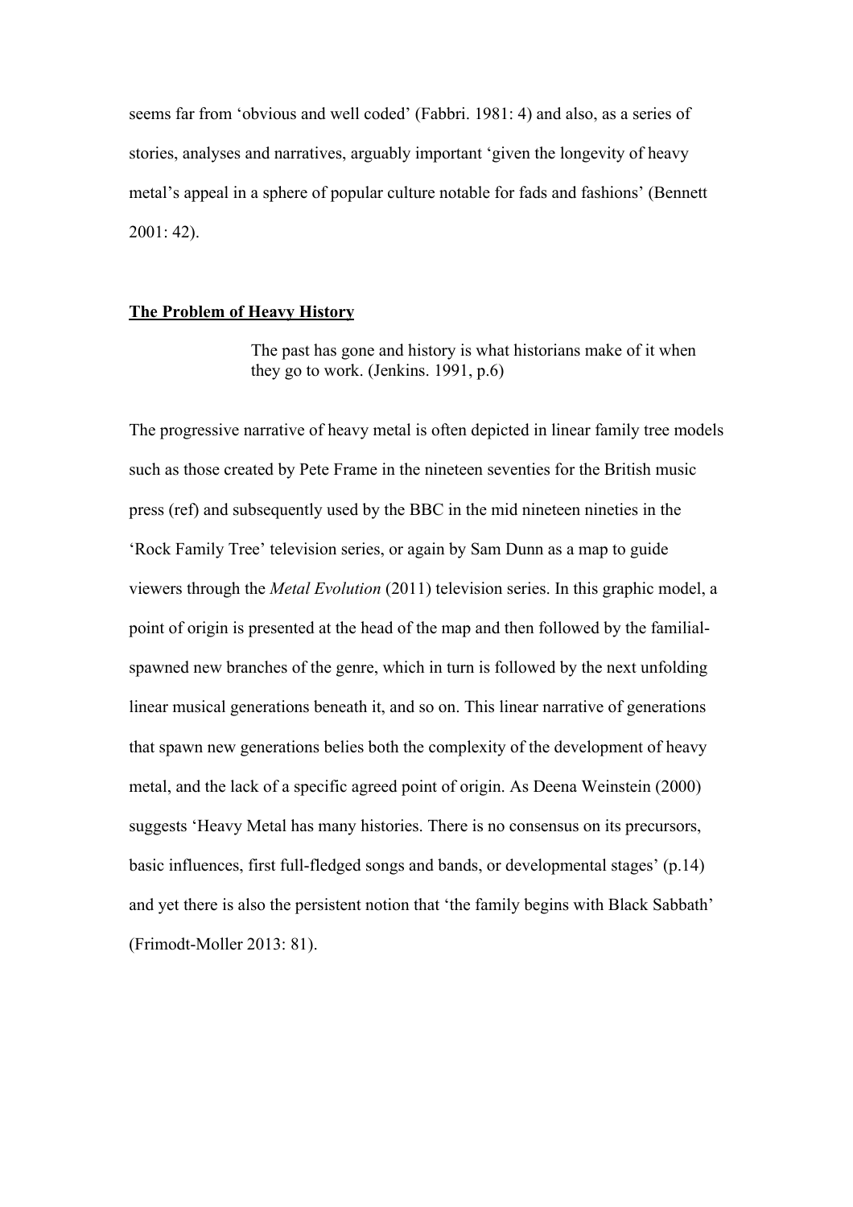seems far from 'obvious and well coded' (Fabbri. 1981: 4) and also, as a series of stories, analyses and narratives, arguably important 'given the longevity of heavy metal's appeal in a sphere of popular culture notable for fads and fashions' (Bennett 2001: 42).

## The Problem of Heavy History

> The past has gone and history is what historians make of it when they go to work. (Jenkins. 1991, p.6)

The progressive narrative of heavy metal is often depicted in linear family tree models such as those created by Pete Frame in the nineteen seventies for the British music press (ref) and subsequently used by the BBC in the mid nineteen nineties in the 'Rock Family Tree' television series, or again by Sam Dunn as a map to guide viewers through the *Metal Evolution* (2011) television series. In this graphic model, a point of origin is presented at the head of the map and then followed by the familial-spawned new branches of the genre, which in turn is followed by the next unfolding linear musical generations beneath it, and so on. This linear narrative of generations that spawn new generations belies both the complexity of the development of heavy metal, and the lack of a specific agreed point of origin. As Deena Weinstein (2000) suggests 'Heavy Metal has many histories. There is no consensus on its precursors, basic influences, first full-fledged songs and bands, or developmental stages' (p.14) and yet there is also the persistent notion that 'the family begins with Black Sabbath' (Frimodt-Moller 2013: 81).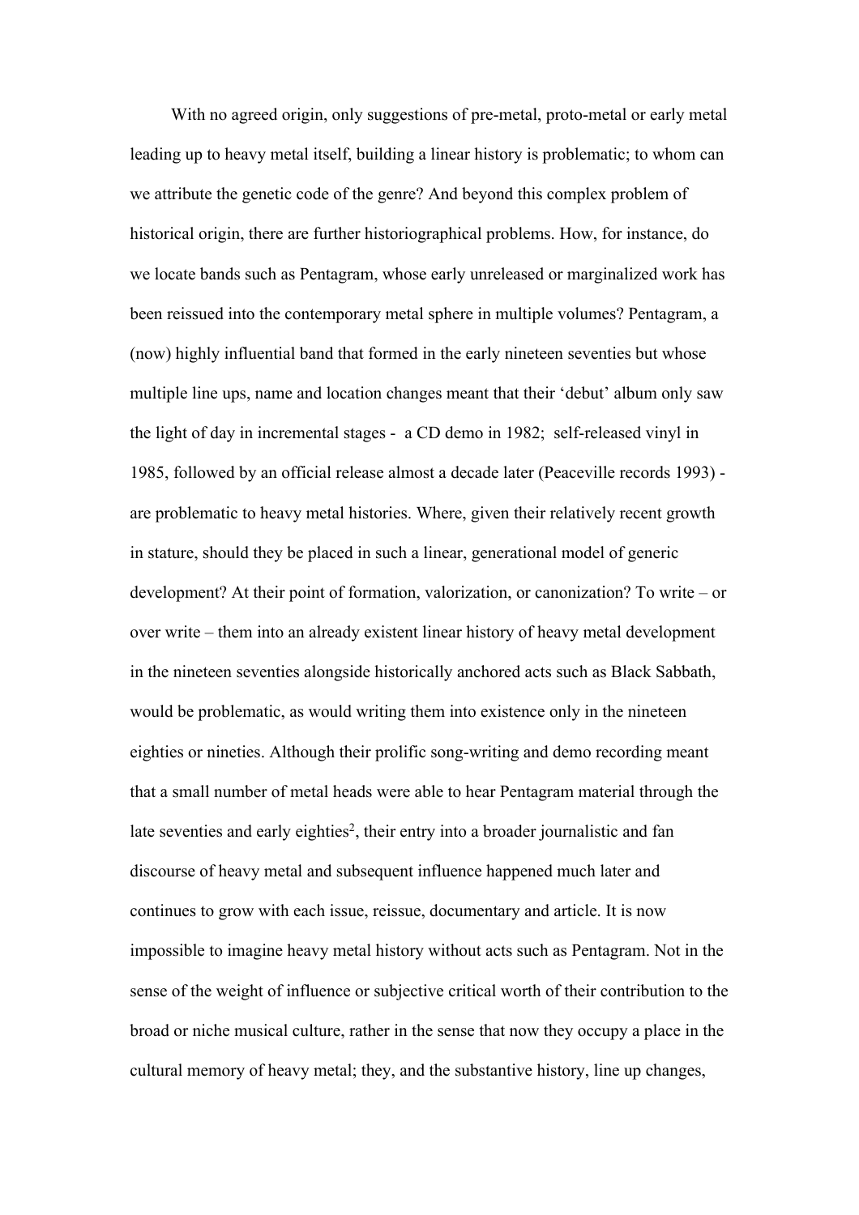With no agreed origin, only suggestions of pre-metal, proto-metal or early metal leading up to heavy metal itself, building a linear history is problematic; to whom can we attribute the genetic code of the genre? And beyond this complex problem of historical origin, there are further historiographical problems. How, for instance, do we locate bands such as Pentagram, whose early unreleased or marginalized work has been reissued into the contemporary metal sphere in multiple volumes? Pentagram, a (now) highly influential band that formed in the early nineteen seventies but whose multiple line ups, name and location changes meant that their 'debut' album only saw the light of day in incremental stages - a CD demo in 1982; self-released vinyl in 1985, followed by an official release almost a decade later (Peaceville records 1993) - are problematic to heavy metal histories. Where, given their relatively recent growth in stature, should they be placed in such a linear, generational model of generic development? At their point of formation, valorization, or canonization? To write – or over write – them into an already existent linear history of heavy metal development in the nineteen seventies alongside historically anchored acts such as Black Sabbath, would be problematic, as would writing them into existence only in the nineteen eighties or nineties. Although their prolific song-writing and demo recording meant that a small number of metal heads were able to hear Pentagram material through the late seventies and early eighties[2], their entry into a broader journalistic and fan discourse of heavy metal and subsequent influence happened much later and continues to grow with each issue, reissue, documentary and article. It is now impossible to imagine heavy metal history without acts such as Pentagram. Not in the sense of the weight of influence or subjective critical worth of their contribution to the broad or niche musical culture, rather in the sense that now they occupy a place in the cultural memory of heavy metal; they, and the substantive history, line up changes,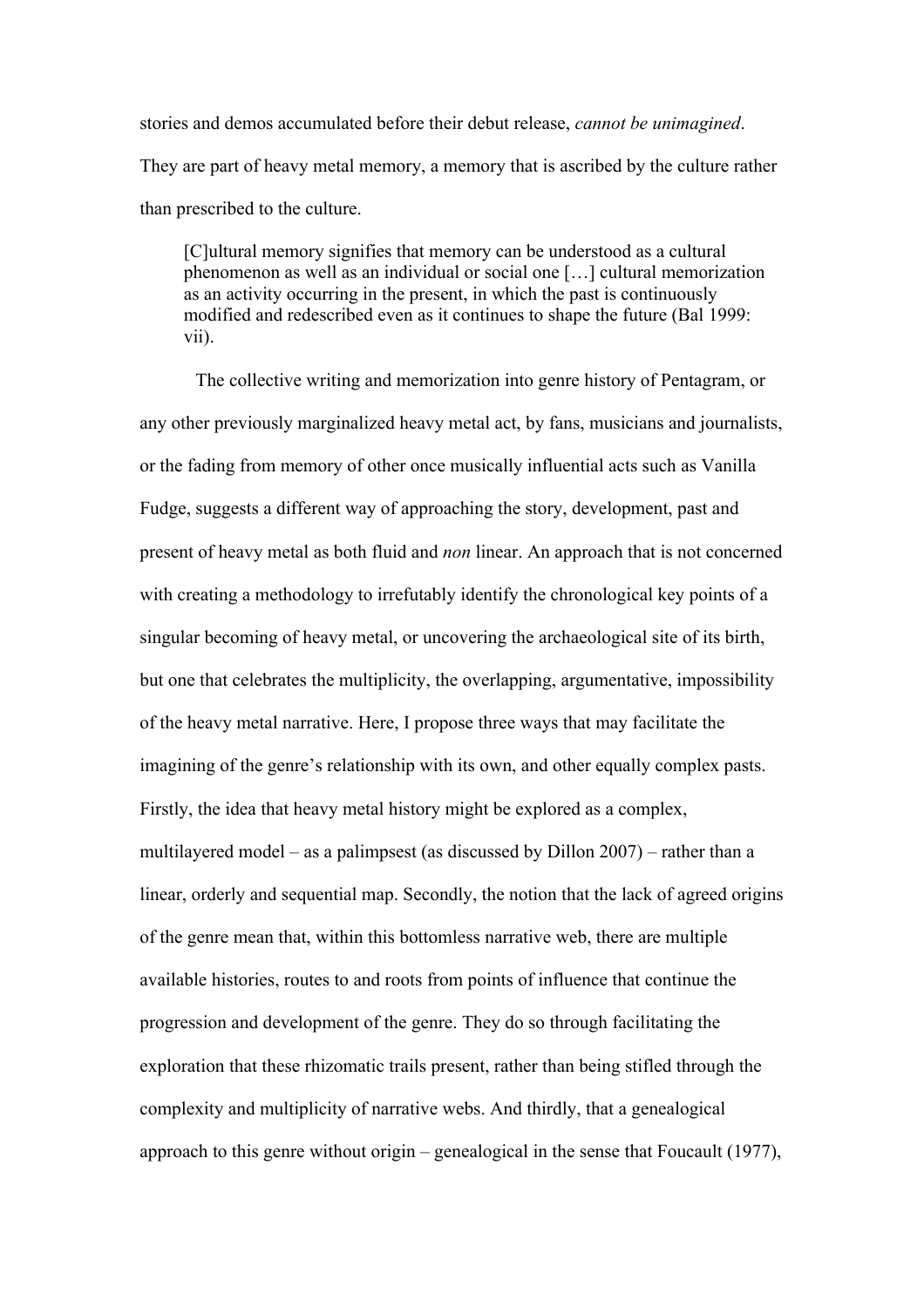stories and demos accumulated before their debut release, *cannot be unimagined*. They are part of heavy metal memory, a memory that is ascribed by the culture rather than prescribed to the culture.

> [C]ultural memory signifies that memory can be understood as a cultural phenomenon as well as an individual or social one […] cultural memorization as an activity occurring in the present, in which the past is continuously modified and redescribed even as it continues to shape the future (Bal 1999: vii).

The collective writing and memorization into genre history of Pentagram, or any other previously marginalized heavy metal act, by fans, musicians and journalists, or the fading from memory of other once musically influential acts such as Vanilla Fudge, suggests a different way of approaching the story, development, past and present of heavy metal as both fluid and *non* linear. An approach that is not concerned with creating a methodology to irrefutably identify the chronological key points of a singular becoming of heavy metal, or uncovering the archaeological site of its birth, but one that celebrates the multiplicity, the overlapping, argumentative, impossibility of the heavy metal narrative. Here, I propose three ways that may facilitate the imagining of the genre's relationship with its own, and other equally complex pasts. Firstly, the idea that heavy metal history might be explored as a complex, multilayered model – as a palimpsest (as discussed by Dillon 2007) – rather than a linear, orderly and sequential map. Secondly, the notion that the lack of agreed origins of the genre mean that, within this bottomless narrative web, there are multiple available histories, routes to and roots from points of influence that continue the progression and development of the genre. They do so through facilitating the exploration that these rhizomatic trails present, rather than being stifled through the complexity and multiplicity of narrative webs. And thirdly, that a genealogical approach to this genre without origin – genealogical in the sense that Foucault (1977),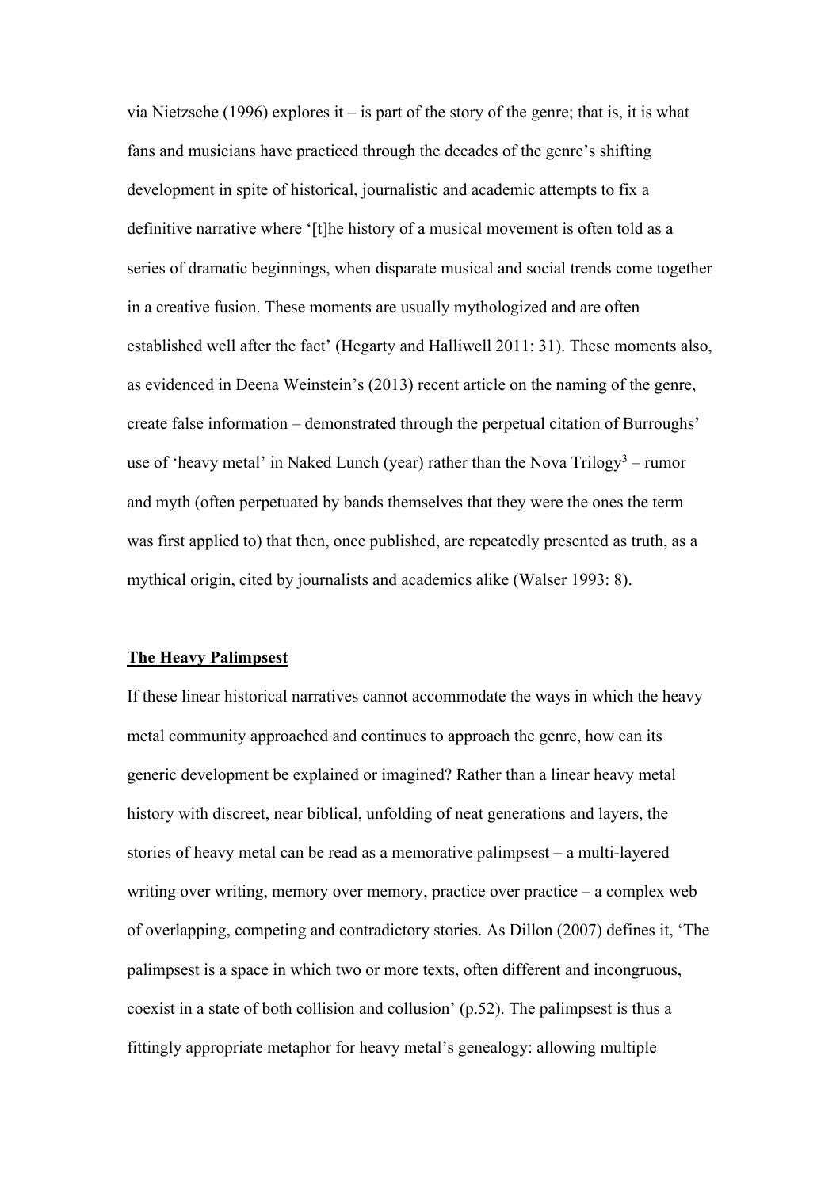via Nietzsche (1996) explores it – is part of the story of the genre; that is, it is what fans and musicians have practiced through the decades of the genre's shifting development in spite of historical, journalistic and academic attempts to fix a definitive narrative where '[t]he history of a musical movement is often told as a series of dramatic beginnings, when disparate musical and social trends come together in a creative fusion. These moments are usually mythologized and are often established well after the fact' (Hegarty and Halliwell 2011: 31). These moments also, as evidenced in Deena Weinstein's (2013) recent article on the naming of the genre, create false information – demonstrated through the perpetual citation of Burroughs' use of 'heavy metal' in Naked Lunch (year) rather than the Nova Trilogy[3] – rumor and myth (often perpetuated by bands themselves that they were the ones the term was first applied to) that then, once published, are repeatedly presented as truth, as a mythical origin, cited by journalists and academics alike (Walser 1993: 8).

## The Heavy Palimpsest

If these linear historical narratives cannot accommodate the ways in which the heavy metal community approached and continues to approach the genre, how can its generic development be explained or imagined? Rather than a linear heavy metal history with discreet, near biblical, unfolding of neat generations and layers, the stories of heavy metal can be read as a memorative palimpsest – a multi-layered writing over writing, memory over memory, practice over practice – a complex web of overlapping, competing and contradictory stories. As Dillon (2007) defines it, 'The palimpsest is a space in which two or more texts, often different and incongruous, coexist in a state of both collision and collusion' (p.52). The palimpsest is thus a fittingly appropriate metaphor for heavy metal's genealogy: allowing multiple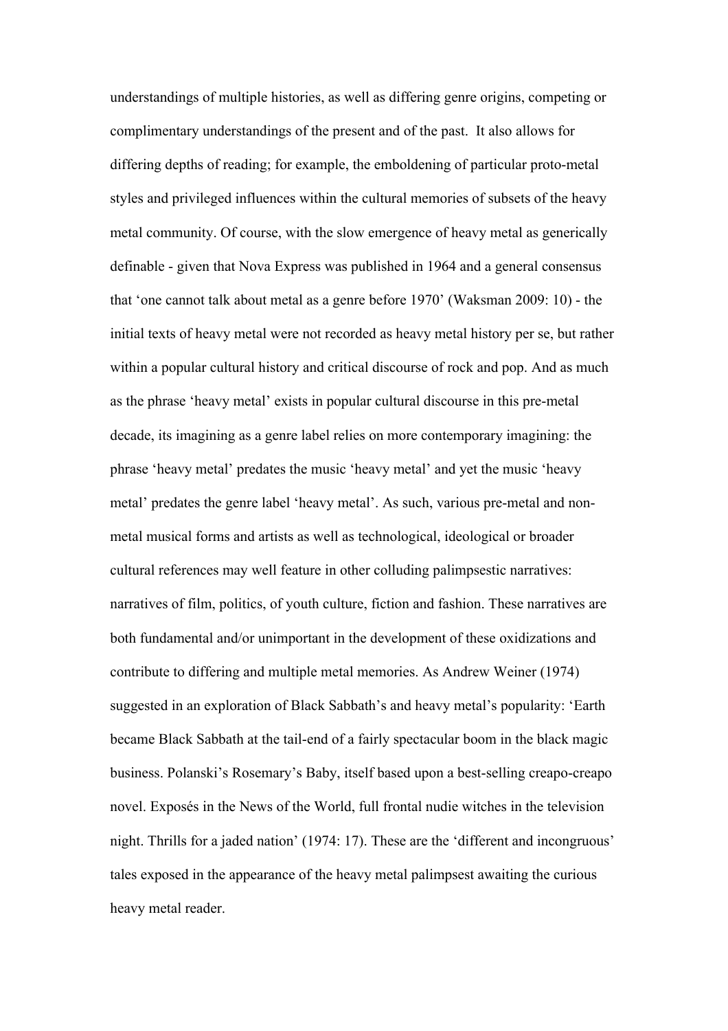understandings of multiple histories, as well as differing genre origins, competing or complimentary understandings of the present and of the past. It also allows for differing depths of reading; for example, the emboldening of particular proto-metal styles and privileged influences within the cultural memories of subsets of the heavy metal community. Of course, with the slow emergence of heavy metal as generically definable - given that Nova Express was published in 1964 and a general consensus that 'one cannot talk about metal as a genre before 1970' (Waksman 2009: 10) - the initial texts of heavy metal were not recorded as heavy metal history per se, but rather within a popular cultural history and critical discourse of rock and pop. And as much as the phrase 'heavy metal' exists in popular cultural discourse in this pre-metal decade, its imagining as a genre label relies on more contemporary imagining: the phrase 'heavy metal' predates the music 'heavy metal' and yet the music 'heavy metal' predates the genre label 'heavy metal'. As such, various pre-metal and non-metal musical forms and artists as well as technological, ideological or broader cultural references may well feature in other colluding palimpsestic narratives: narratives of film, politics, of youth culture, fiction and fashion. These narratives are both fundamental and/or unimportant in the development of these oxidizations and contribute to differing and multiple metal memories. As Andrew Weiner (1974) suggested in an exploration of Black Sabbath's and heavy metal's popularity: 'Earth became Black Sabbath at the tail-end of a fairly spectacular boom in the black magic business. Polanski's Rosemary's Baby, itself based upon a best-selling creapo-creapo novel. Exposés in the News of the World, full frontal nudie witches in the television night. Thrills for a jaded nation' (1974: 17). These are the 'different and incongruous' tales exposed in the appearance of the heavy metal palimpsest awaiting the curious heavy metal reader.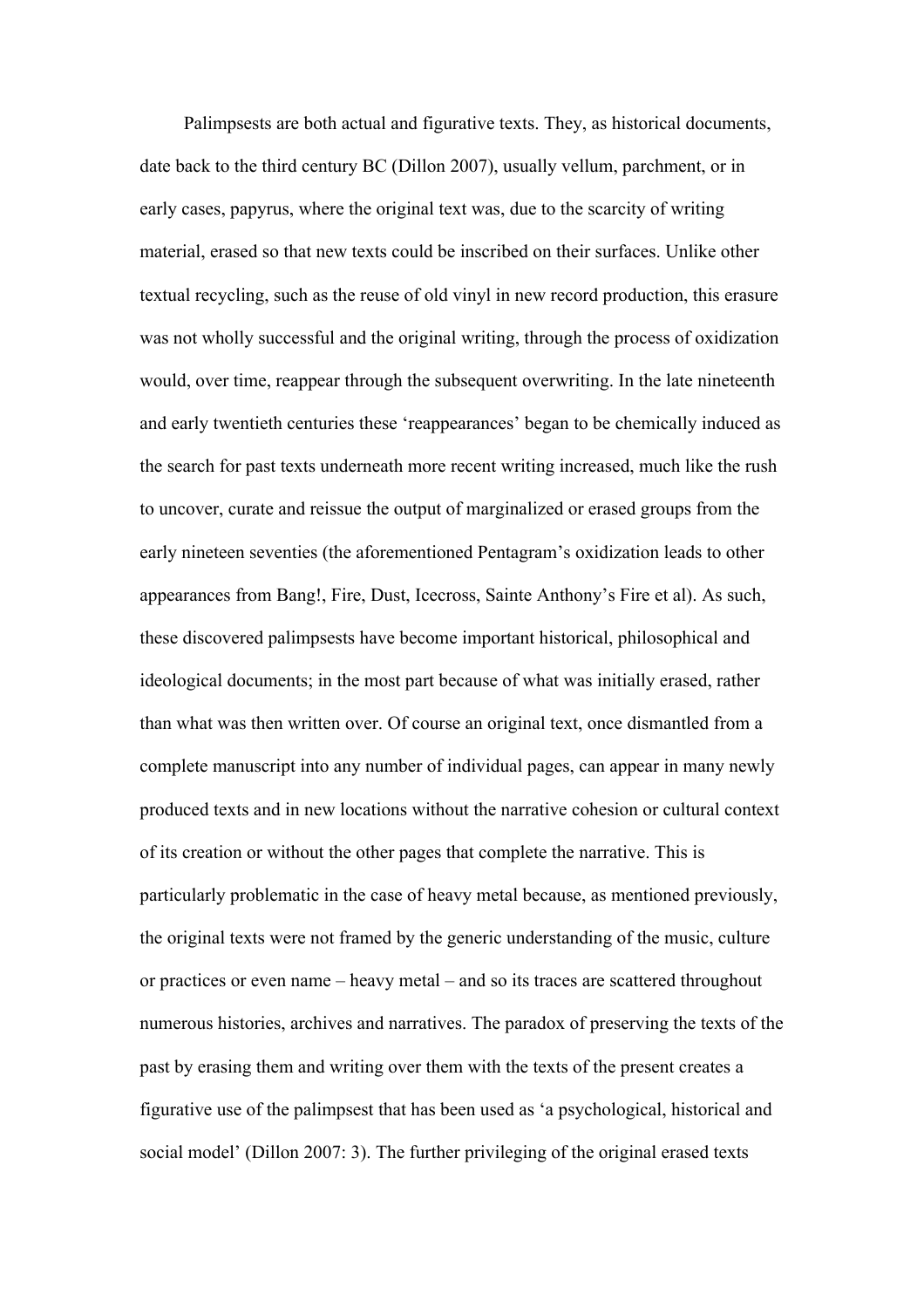Palimpsests are both actual and figurative texts. They, as historical documents, date back to the third century BC (Dillon 2007), usually vellum, parchment, or in early cases, papyrus, where the original text was, due to the scarcity of writing material, erased so that new texts could be inscribed on their surfaces. Unlike other textual recycling, such as the reuse of old vinyl in new record production, this erasure was not wholly successful and the original writing, through the process of oxidization would, over time, reappear through the subsequent overwriting. In the late nineteenth and early twentieth centuries these 'reappearances' began to be chemically induced as the search for past texts underneath more recent writing increased, much like the rush to uncover, curate and reissue the output of marginalized or erased groups from the early nineteen seventies (the aforementioned Pentagram's oxidization leads to other appearances from Bang!, Fire, Dust, Icecross, Sainte Anthony's Fire et al). As such, these discovered palimpsests have become important historical, philosophical and ideological documents; in the most part because of what was initially erased, rather than what was then written over. Of course an original text, once dismantled from a complete manuscript into any number of individual pages, can appear in many newly produced texts and in new locations without the narrative cohesion or cultural context of its creation or without the other pages that complete the narrative. This is particularly problematic in the case of heavy metal because, as mentioned previously, the original texts were not framed by the generic understanding of the music, culture or practices or even name – heavy metal – and so its traces are scattered throughout numerous histories, archives and narratives. The paradox of preserving the texts of the past by erasing them and writing over them with the texts of the present creates a figurative use of the palimpsest that has been used as 'a psychological, historical and social model' (Dillon 2007: 3). The further privileging of the original erased texts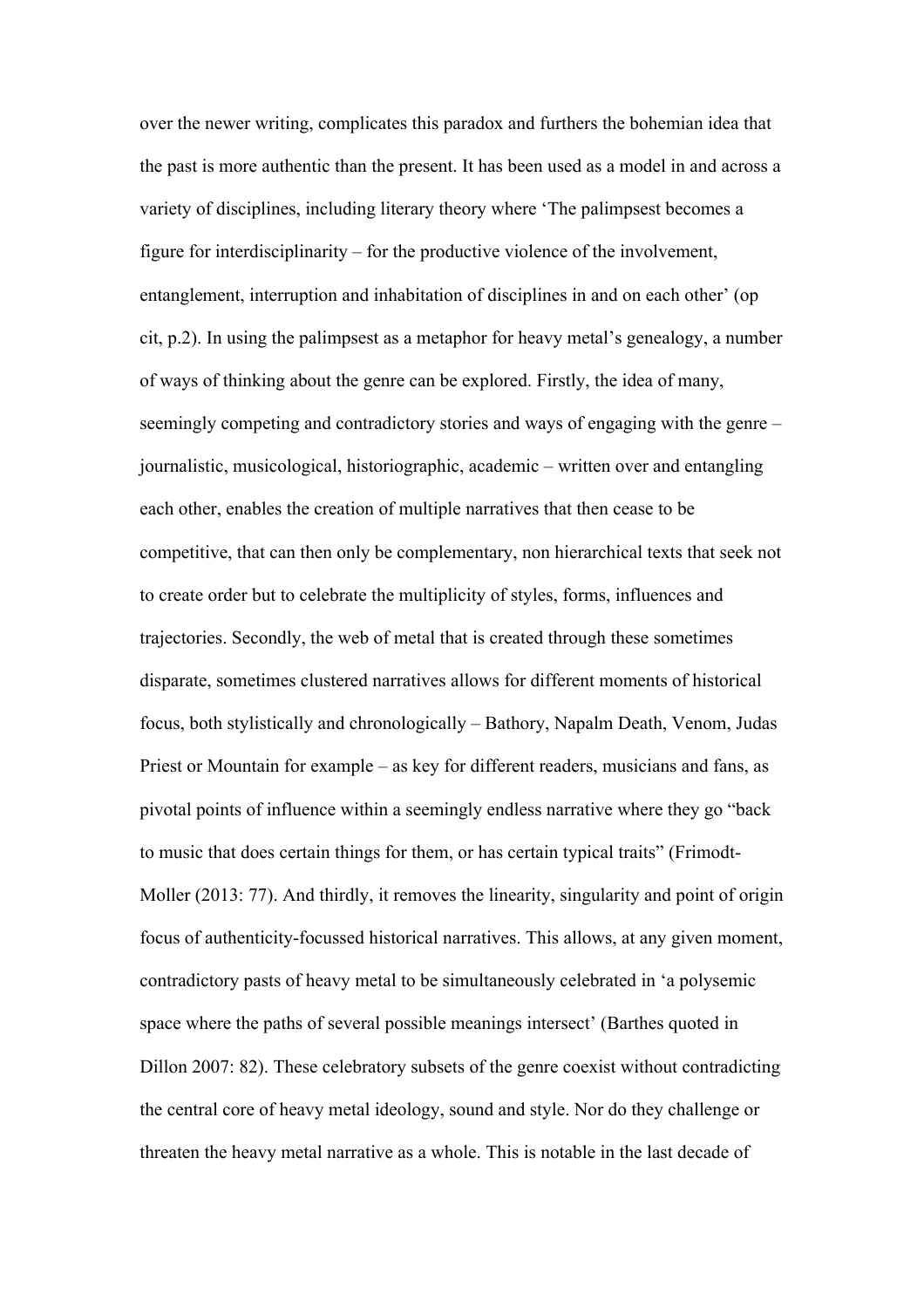over the newer writing, complicates this paradox and furthers the bohemian idea that the past is more authentic than the present. It has been used as a model in and across a variety of disciplines, including literary theory where 'The palimpsest becomes a figure for interdisciplinarity – for the productive violence of the involvement, entanglement, interruption and inhabitation of disciplines in and on each other' (op cit, p.2). In using the palimpsest as a metaphor for heavy metal's genealogy, a number of ways of thinking about the genre can be explored. Firstly, the idea of many, seemingly competing and contradictory stories and ways of engaging with the genre – journalistic, musicological, historiographic, academic – written over and entangling each other, enables the creation of multiple narratives that then cease to be competitive, that can then only be complementary, non hierarchical texts that seek not to create order but to celebrate the multiplicity of styles, forms, influences and trajectories. Secondly, the web of metal that is created through these sometimes disparate, sometimes clustered narratives allows for different moments of historical focus, both stylistically and chronologically – Bathory, Napalm Death, Venom, Judas Priest or Mountain for example – as key for different readers, musicians and fans, as pivotal points of influence within a seemingly endless narrative where they go "back to music that does certain things for them, or has certain typical traits" (Frimodt-Moller (2013: 77). And thirdly, it removes the linearity, singularity and point of origin focus of authenticity-focussed historical narratives. This allows, at any given moment, contradictory pasts of heavy metal to be simultaneously celebrated in 'a polysemic space where the paths of several possible meanings intersect' (Barthes quoted in Dillon 2007: 82). These celebratory subsets of the genre coexist without contradicting the central core of heavy metal ideology, sound and style. Nor do they challenge or threaten the heavy metal narrative as a whole. This is notable in the last decade of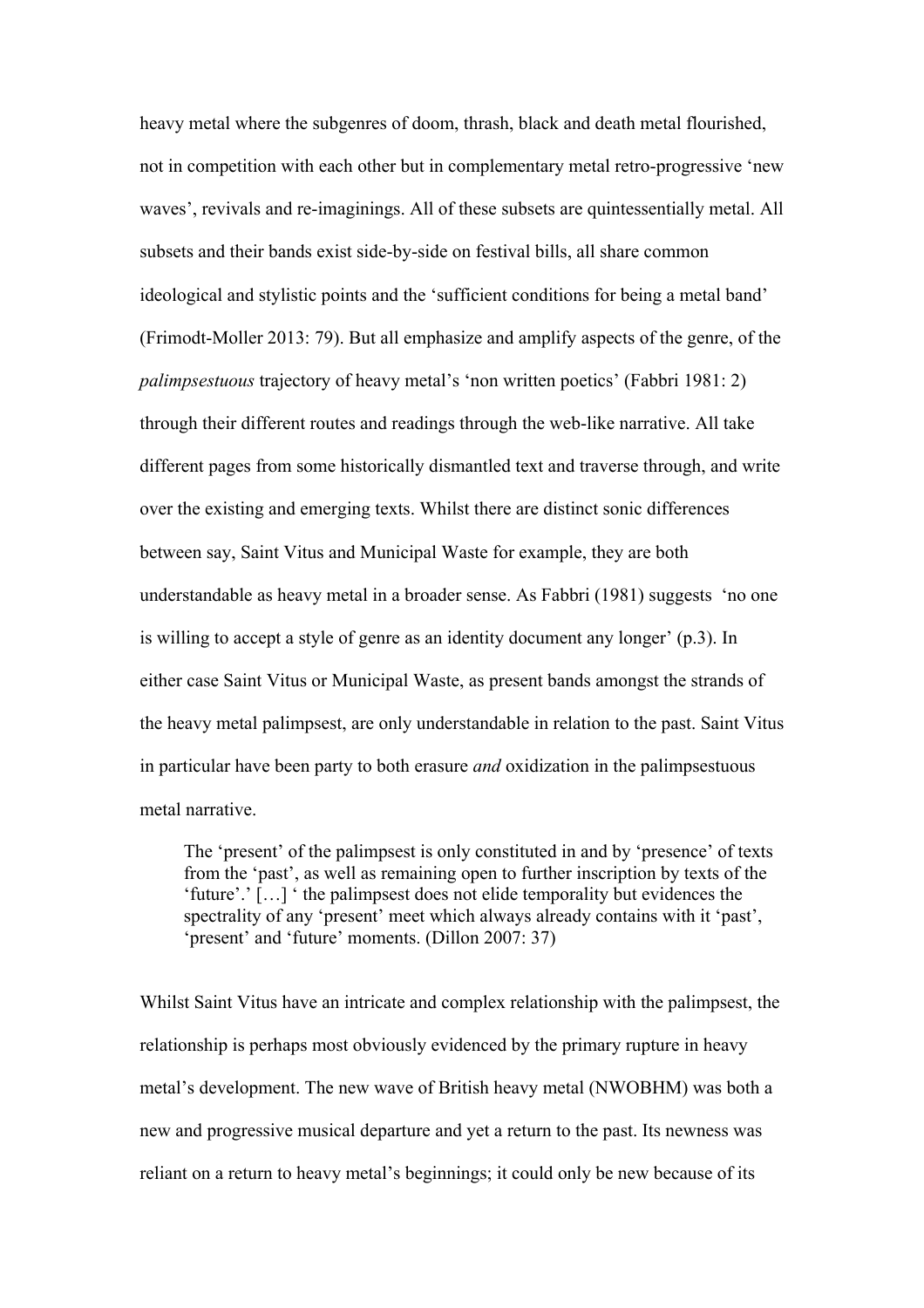heavy metal where the subgenres of doom, thrash, black and death metal flourished, not in competition with each other but in complementary metal retro-progressive 'new waves', revivals and re-imaginings. All of these subsets are quintessentially metal. All subsets and their bands exist side-by-side on festival bills, all share common ideological and stylistic points and the 'sufficient conditions for being a metal band' (Frimodt-Moller 2013: 79). But all emphasize and amplify aspects of the genre, of the *palimpsestuous* trajectory of heavy metal's 'non written poetics' (Fabbri 1981: 2) through their different routes and readings through the web-like narrative. All take different pages from some historically dismantled text and traverse through, and write over the existing and emerging texts. Whilst there are distinct sonic differences between say, Saint Vitus and Municipal Waste for example, they are both understandable as heavy metal in a broader sense. As Fabbri (1981) suggests 'no one is willing to accept a style of genre as an identity document any longer' (p.3). In either case Saint Vitus or Municipal Waste, as present bands amongst the strands of the heavy metal palimpsest, are only understandable in relation to the past. Saint Vitus in particular have been party to both erasure *and* oxidization in the palimpsestuous metal narrative.

> The 'present' of the palimpsest is only constituted in and by 'presence' of texts from the 'past', as well as remaining open to further inscription by texts of the 'future'.' […] ' the palimpsest does not elide temporality but evidences the spectrality of any 'present' meet which always already contains with it 'past', 'present' and 'future' moments. (Dillon 2007: 37)

Whilst Saint Vitus have an intricate and complex relationship with the palimpsest, the relationship is perhaps most obviously evidenced by the primary rupture in heavy metal's development. The new wave of British heavy metal (NWOBHM) was both a new and progressive musical departure and yet a return to the past. Its newness was reliant on a return to heavy metal's beginnings; it could only be new because of its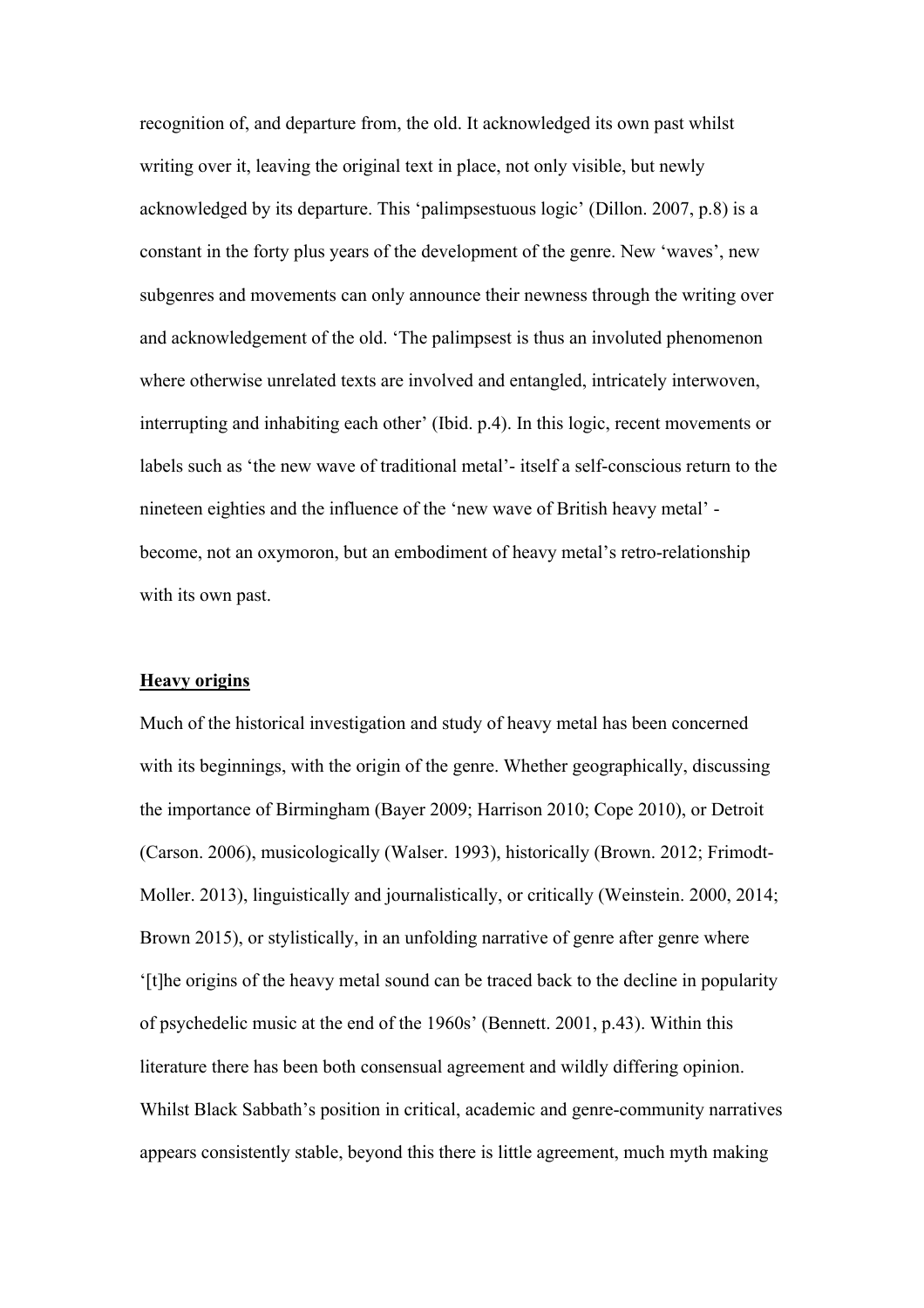recognition of, and departure from, the old. It acknowledged its own past whilst writing over it, leaving the original text in place, not only visible, but newly acknowledged by its departure. This 'palimpsestuous logic' (Dillon. 2007, p.8) is a constant in the forty plus years of the development of the genre. New 'waves', new subgenres and movements can only announce their newness through the writing over and acknowledgement of the old. 'The palimpsest is thus an involuted phenomenon where otherwise unrelated texts are involved and entangled, intricately interwoven, interrupting and inhabiting each other' (Ibid. p.4). In this logic, recent movements or labels such as 'the new wave of traditional metal'- itself a self-conscious return to the nineteen eighties and the influence of the 'new wave of British heavy metal' - become, not an oxymoron, but an embodiment of heavy metal's retro-relationship with its own past.

## Heavy origins

Much of the historical investigation and study of heavy metal has been concerned with its beginnings, with the origin of the genre. Whether geographically, discussing the importance of Birmingham (Bayer 2009; Harrison 2010; Cope 2010), or Detroit (Carson. 2006), musicologically (Walser. 1993), historically (Brown. 2012; Frimodt-Moller. 2013), linguistically and journalistically, or critically (Weinstein. 2000, 2014; Brown 2015), or stylistically, in an unfolding narrative of genre after genre where '[t]he origins of the heavy metal sound can be traced back to the decline in popularity of psychedelic music at the end of the 1960s' (Bennett. 2001, p.43). Within this literature there has been both consensual agreement and wildly differing opinion. Whilst Black Sabbath's position in critical, academic and genre-community narratives appears consistently stable, beyond this there is little agreement, much myth making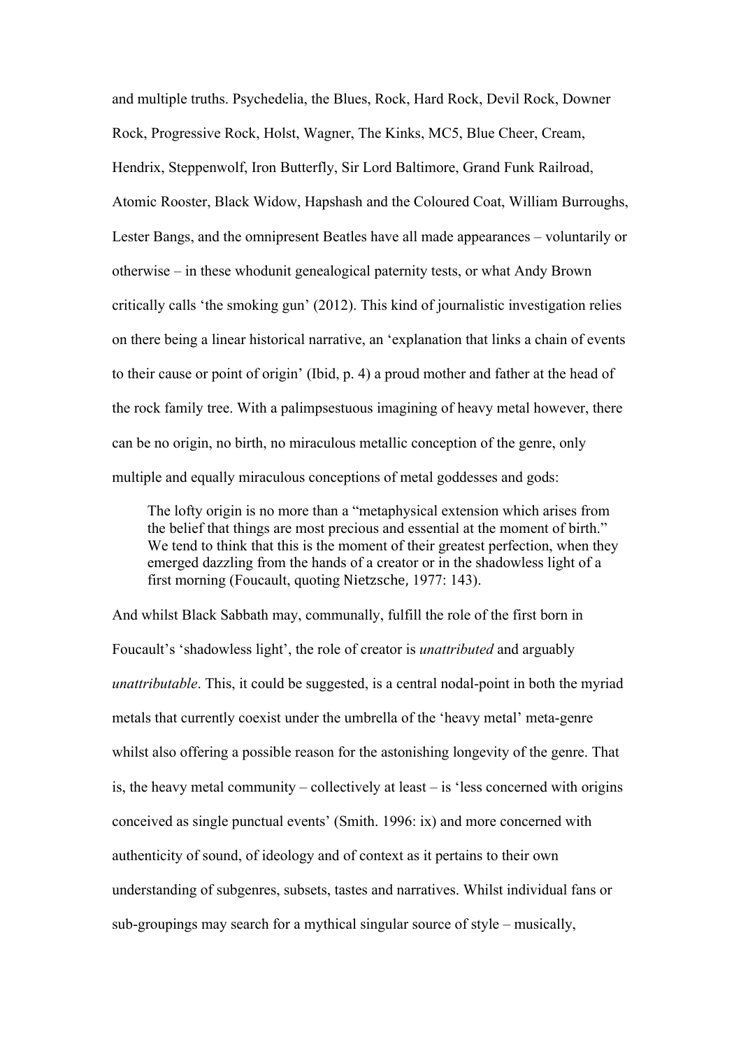and multiple truths. Psychedelia, the Blues, Rock, Hard Rock, Devil Rock, Downer Rock, Progressive Rock, Holst, Wagner, The Kinks, MC5, Blue Cheer, Cream, Hendrix, Steppenwolf, Iron Butterfly, Sir Lord Baltimore, Grand Funk Railroad, Atomic Rooster, Black Widow, Hapshash and the Coloured Coat, William Burroughs, Lester Bangs, and the omnipresent Beatles have all made appearances – voluntarily or otherwise – in these whodunit genealogical paternity tests, or what Andy Brown critically calls 'the smoking gun' (2012). This kind of journalistic investigation relies on there being a linear historical narrative, an 'explanation that links a chain of events to their cause or point of origin' (Ibid, p. 4) a proud mother and father at the head of the rock family tree. With a palimpsestuous imagining of heavy metal however, there can be no origin, no birth, no miraculous metallic conception of the genre, only multiple and equally miraculous conceptions of metal goddesses and gods:

> The lofty origin is no more than a "metaphysical extension which arises from the belief that things are most precious and essential at the moment of birth." We tend to think that this is the moment of their greatest perfection, when they emerged dazzling from the hands of a creator or in the shadowless light of a first morning (Foucault, quoting Nietzsche, 1977: 143).

And whilst Black Sabbath may, communally, fulfill the role of the first born in Foucault's 'shadowless light', the role of creator is *unattributed* and arguably *unattributable*. This, it could be suggested, is a central nodal-point in both the myriad metals that currently coexist under the umbrella of the 'heavy metal' meta-genre whilst also offering a possible reason for the astonishing longevity of the genre. That is, the heavy metal community – collectively at least – is 'less concerned with origins conceived as single punctual events' (Smith. 1996: ix) and more concerned with authenticity of sound, of ideology and of context as it pertains to their own understanding of subgenres, subsets, tastes and narratives. Whilst individual fans or sub-groupings may search for a mythical singular source of style – musically,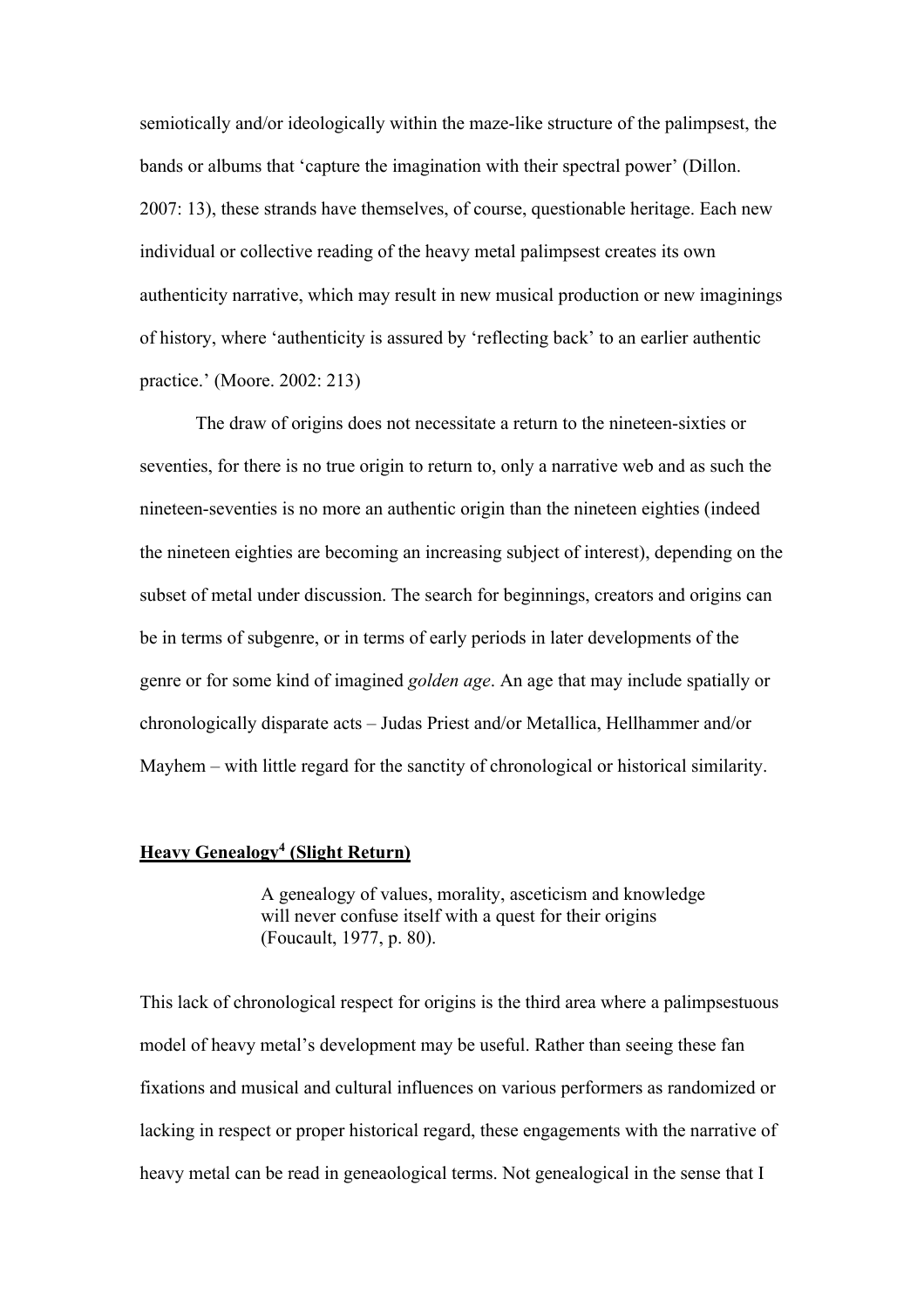semiotically and/or ideologically within the maze-like structure of the palimpsest, the bands or albums that 'capture the imagination with their spectral power' (Dillon. 2007: 13), these strands have themselves, of course, questionable heritage. Each new individual or collective reading of the heavy metal palimpsest creates its own authenticity narrative, which may result in new musical production or new imaginings of history, where 'authenticity is assured by 'reflecting back' to an earlier authentic practice.' (Moore. 2002: 213)

The draw of origins does not necessitate a return to the nineteen-sixties or seventies, for there is no true origin to return to, only a narrative web and as such the nineteen-seventies is no more an authentic origin than the nineteen eighties (indeed the nineteen eighties are becoming an increasing subject of interest), depending on the subset of metal under discussion. The search for beginnings, creators and origins can be in terms of subgenre, or in terms of early periods in later developments of the genre or for some kind of imagined *golden age*. An age that may include spatially or chronologically disparate acts – Judas Priest and/or Metallica, Hellhammer and/or Mayhem – with little regard for the sanctity of chronological or historical similarity.

## Heavy Genealogy[4] (Slight Return)

> A genealogy of values, morality, asceticism and knowledge will never confuse itself with a quest for their origins (Foucault, 1977, p. 80).

This lack of chronological respect for origins is the third area where a palimpsestuous model of heavy metal's development may be useful. Rather than seeing these fan fixations and musical and cultural influences on various performers as randomized or lacking in respect or proper historical regard, these engagements with the narrative of heavy metal can be read in geneaological terms. Not genealogical in the sense that I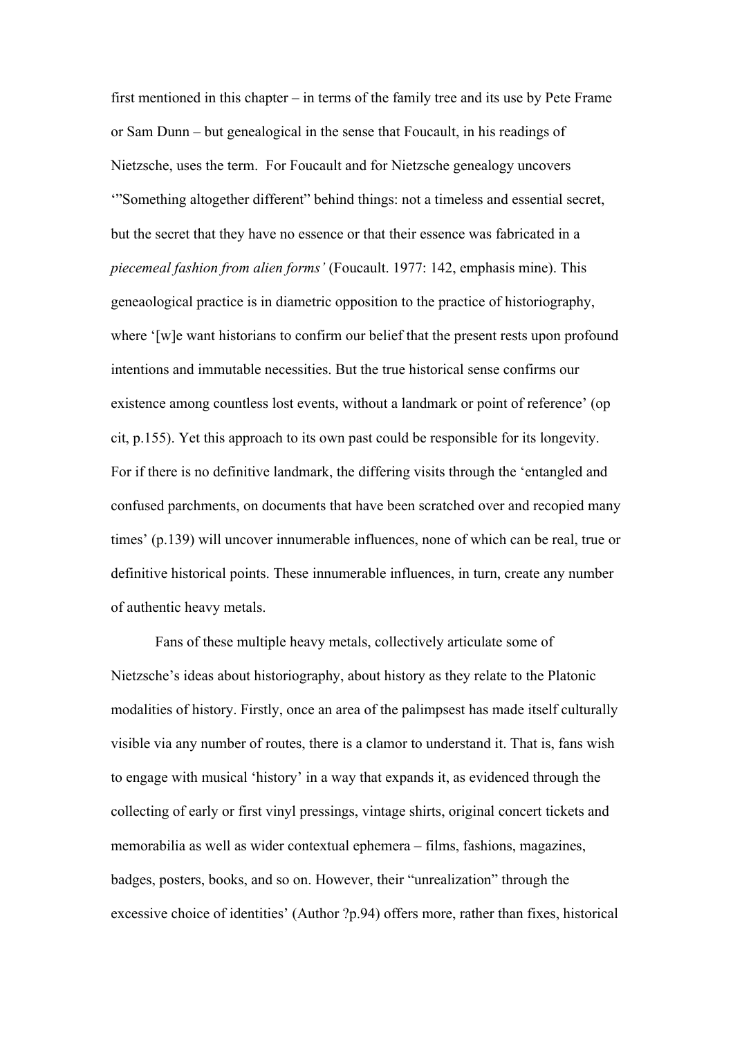first mentioned in this chapter – in terms of the family tree and its use by Pete Frame or Sam Dunn – but genealogical in the sense that Foucault, in his readings of Nietzsche, uses the term. For Foucault and for Nietzsche genealogy uncovers '"Something altogether different" behind things: not a timeless and essential secret, but the secret that they have no essence or that their essence was fabricated in a *piecemeal fashion from alien forms'* (Foucault. 1977: 142, emphasis mine). This geneaological practice is in diametric opposition to the practice of historiography, where '[w]e want historians to confirm our belief that the present rests upon profound intentions and immutable necessities. But the true historical sense confirms our existence among countless lost events, without a landmark or point of reference' (op cit, p.155). Yet this approach to its own past could be responsible for its longevity. For if there is no definitive landmark, the differing visits through the 'entangled and confused parchments, on documents that have been scratched over and recopied many times' (p.139) will uncover innumerable influences, none of which can be real, true or definitive historical points. These innumerable influences, in turn, create any number of authentic heavy metals.

Fans of these multiple heavy metals, collectively articulate some of Nietzsche's ideas about historiography, about history as they relate to the Platonic modalities of history. Firstly, once an area of the palimpsest has made itself culturally visible via any number of routes, there is a clamor to understand it. That is, fans wish to engage with musical 'history' in a way that expands it, as evidenced through the collecting of early or first vinyl pressings, vintage shirts, original concert tickets and memorabilia as well as wider contextual ephemera – films, fashions, magazines, badges, posters, books, and so on. However, their "unrealization" through the excessive choice of identities' (Author ?p.94) offers more, rather than fixes, historical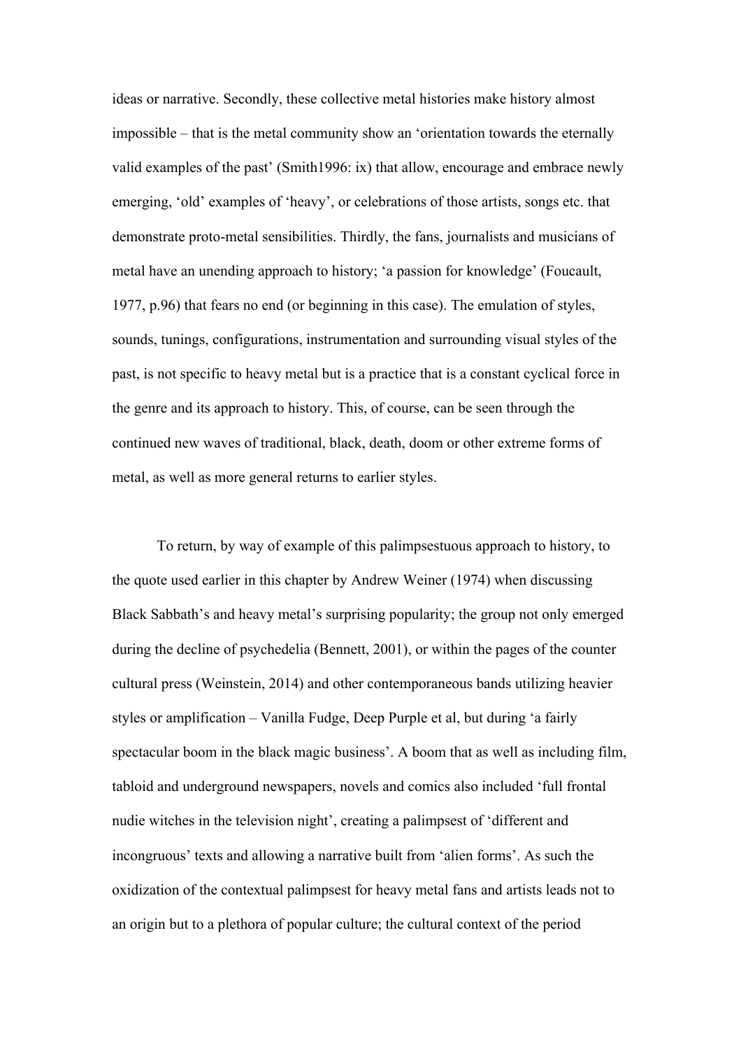ideas or narrative. Secondly, these collective metal histories make history almost impossible – that is the metal community show an 'orientation towards the eternally valid examples of the past' (Smith1996: ix) that allow, encourage and embrace newly emerging, 'old' examples of 'heavy', or celebrations of those artists, songs etc. that demonstrate proto-metal sensibilities. Thirdly, the fans, journalists and musicians of metal have an unending approach to history; 'a passion for knowledge' (Foucault, 1977, p.96) that fears no end (or beginning in this case). The emulation of styles, sounds, tunings, configurations, instrumentation and surrounding visual styles of the past, is not specific to heavy metal but is a practice that is a constant cyclical force in the genre and its approach to history. This, of course, can be seen through the continued new waves of traditional, black, death, doom or other extreme forms of metal, as well as more general returns to earlier styles.

To return, by way of example of this palimpsestuous approach to history, to the quote used earlier in this chapter by Andrew Weiner (1974) when discussing Black Sabbath's and heavy metal's surprising popularity; the group not only emerged during the decline of psychedelia (Bennett, 2001), or within the pages of the counter cultural press (Weinstein, 2014) and other contemporaneous bands utilizing heavier styles or amplification – Vanilla Fudge, Deep Purple et al, but during 'a fairly spectacular boom in the black magic business'. A boom that as well as including film, tabloid and underground newspapers, novels and comics also included 'full frontal nudie witches in the television night', creating a palimpsest of 'different and incongruous' texts and allowing a narrative built from 'alien forms'. As such the oxidization of the contextual palimpsest for heavy metal fans and artists leads not to an origin but to a plethora of popular culture; the cultural context of the period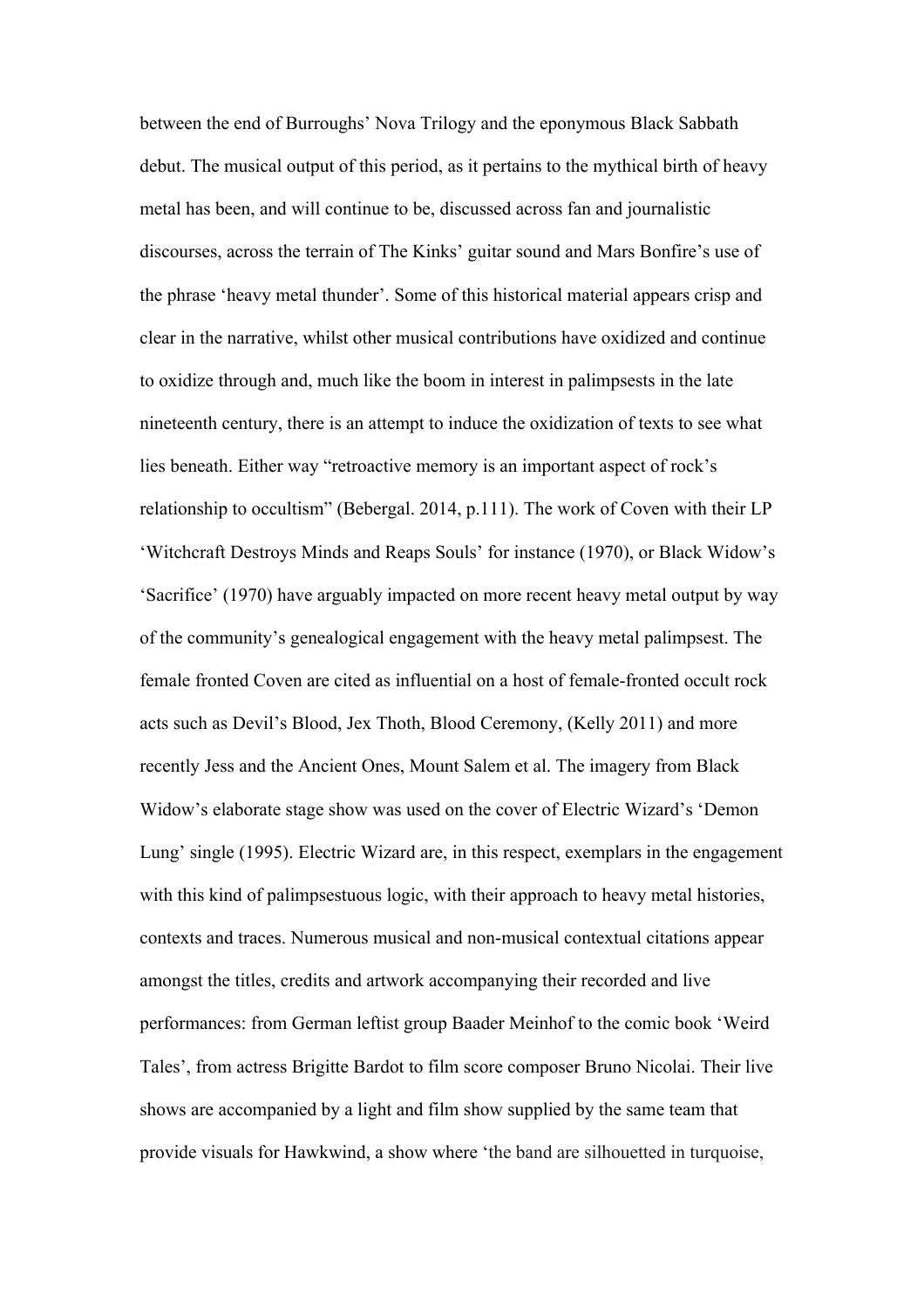between the end of Burroughs' Nova Trilogy and the eponymous Black Sabbath debut. The musical output of this period, as it pertains to the mythical birth of heavy metal has been, and will continue to be, discussed across fan and journalistic discourses, across the terrain of The Kinks' guitar sound and Mars Bonfire's use of the phrase 'heavy metal thunder'. Some of this historical material appears crisp and clear in the narrative, whilst other musical contributions have oxidized and continue to oxidize through and, much like the boom in interest in palimpsests in the late nineteenth century, there is an attempt to induce the oxidization of texts to see what lies beneath. Either way "retroactive memory is an important aspect of rock's relationship to occultism" (Bebergal. 2014, p.111). The work of Coven with their LP 'Witchcraft Destroys Minds and Reaps Souls' for instance (1970), or Black Widow's 'Sacrifice' (1970) have arguably impacted on more recent heavy metal output by way of the community's genealogical engagement with the heavy metal palimpsest. The female fronted Coven are cited as influential on a host of female-fronted occult rock acts such as Devil's Blood, Jex Thoth, Blood Ceremony, (Kelly 2011) and more recently Jess and the Ancient Ones, Mount Salem et al. The imagery from Black Widow's elaborate stage show was used on the cover of Electric Wizard's 'Demon Lung' single (1995). Electric Wizard are, in this respect, exemplars in the engagement with this kind of palimpsestuous logic, with their approach to heavy metal histories, contexts and traces. Numerous musical and non-musical contextual citations appear amongst the titles, credits and artwork accompanying their recorded and live performances: from German leftist group Baader Meinhof to the comic book 'Weird Tales', from actress Brigitte Bardot to film score composer Bruno Nicolai. Their live shows are accompanied by a light and film show supplied by the same team that provide visuals for Hawkwind, a show where 'the band are silhouetted in turquoise,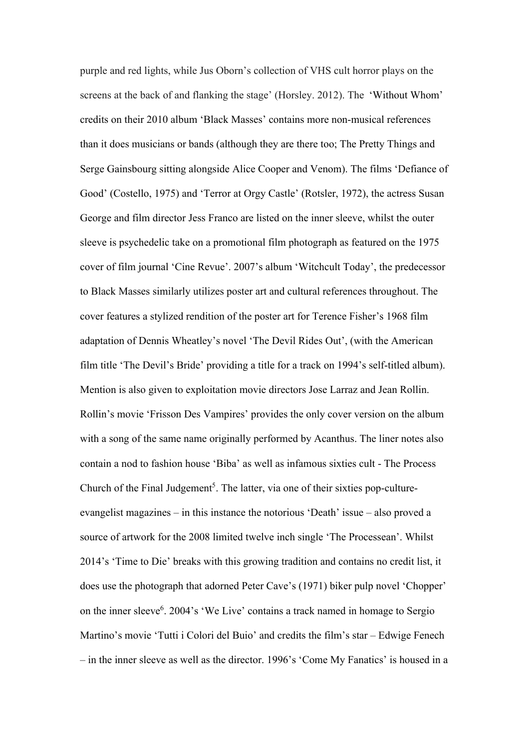purple and red lights, while Jus Oborn's collection of VHS cult horror plays on the screens at the back of and flanking the stage' (Horsley. 2012). The 'Without Whom' credits on their 2010 album 'Black Masses' contains more non-musical references than it does musicians or bands (although they are there too; The Pretty Things and Serge Gainsbourg sitting alongside Alice Cooper and Venom). The films 'Defiance of Good' (Costello, 1975) and 'Terror at Orgy Castle' (Rotsler, 1972), the actress Susan George and film director Jess Franco are listed on the inner sleeve, whilst the outer sleeve is psychedelic take on a promotional film photograph as featured on the 1975 cover of film journal 'Cine Revue'. 2007's album 'Witchcult Today', the predecessor to Black Masses similarly utilizes poster art and cultural references throughout. The cover features a stylized rendition of the poster art for Terence Fisher's 1968 film adaptation of Dennis Wheatley's novel 'The Devil Rides Out', (with the American film title 'The Devil's Bride' providing a title for a track on 1994's self-titled album). Mention is also given to exploitation movie directors Jose Larraz and Jean Rollin. Rollin's movie 'Frisson Des Vampires' provides the only cover version on the album with a song of the same name originally performed by Acanthus. The liner notes also contain a nod to fashion house 'Biba' as well as infamous sixties cult - The Process Church of the Final Judgement[5]. The latter, via one of their sixties pop-culture-evangelist magazines – in this instance the notorious 'Death' issue – also proved a source of artwork for the 2008 limited twelve inch single 'The Processean'. Whilst 2014's 'Time to Die' breaks with this growing tradition and contains no credit list, it does use the photograph that adorned Peter Cave's (1971) biker pulp novel 'Chopper' on the inner sleeve[6]. 2004's 'We Live' contains a track named in homage to Sergio Martino's movie 'Tutti i Colori del Buio' and credits the film's star – Edwige Fenech – in the inner sleeve as well as the director. 1996's 'Come My Fanatics' is housed in a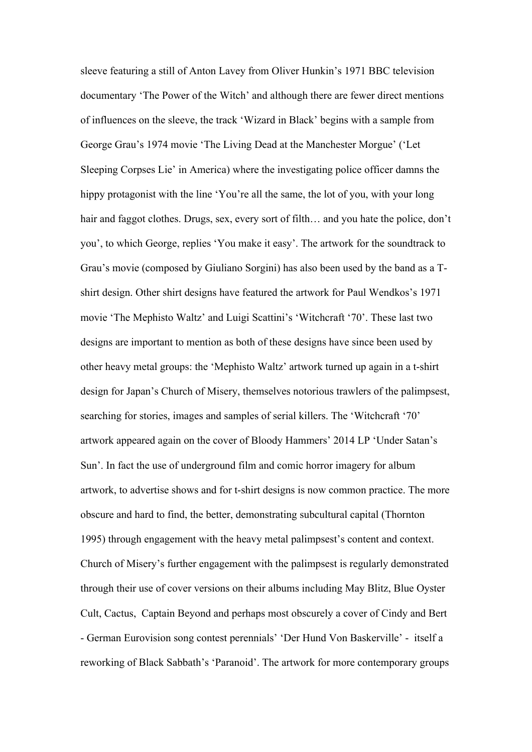sleeve featuring a still of Anton Lavey from Oliver Hunkin's 1971 BBC television documentary 'The Power of the Witch' and although there are fewer direct mentions of influences on the sleeve, the track 'Wizard in Black' begins with a sample from George Grau's 1974 movie 'The Living Dead at the Manchester Morgue' ('Let Sleeping Corpses Lie' in America) where the investigating police officer damns the hippy protagonist with the line 'You're all the same, the lot of you, with your long hair and faggot clothes. Drugs, sex, every sort of filth… and you hate the police, don't you', to which George, replies 'You make it easy'. The artwork for the soundtrack to Grau's movie (composed by Giuliano Sorgini) has also been used by the band as a T-shirt design. Other shirt designs have featured the artwork for Paul Wendkos's 1971 movie 'The Mephisto Waltz' and Luigi Scattini's 'Witchcraft '70'. These last two designs are important to mention as both of these designs have since been used by other heavy metal groups: the 'Mephisto Waltz' artwork turned up again in a t-shirt design for Japan's Church of Misery, themselves notorious trawlers of the palimpsest, searching for stories, images and samples of serial killers. The 'Witchcraft '70' artwork appeared again on the cover of Bloody Hammers' 2014 LP 'Under Satan's Sun'. In fact the use of underground film and comic horror imagery for album artwork, to advertise shows and for t-shirt designs is now common practice. The more obscure and hard to find, the better, demonstrating subcultural capital (Thornton 1995) through engagement with the heavy metal palimpsest's content and context. Church of Misery's further engagement with the palimpsest is regularly demonstrated through their use of cover versions on their albums including May Blitz, Blue Oyster Cult, Cactus, Captain Beyond and perhaps most obscurely a cover of Cindy and Bert - German Eurovision song contest perennials' 'Der Hund Von Baskerville' - itself a reworking of Black Sabbath's 'Paranoid'. The artwork for more contemporary groups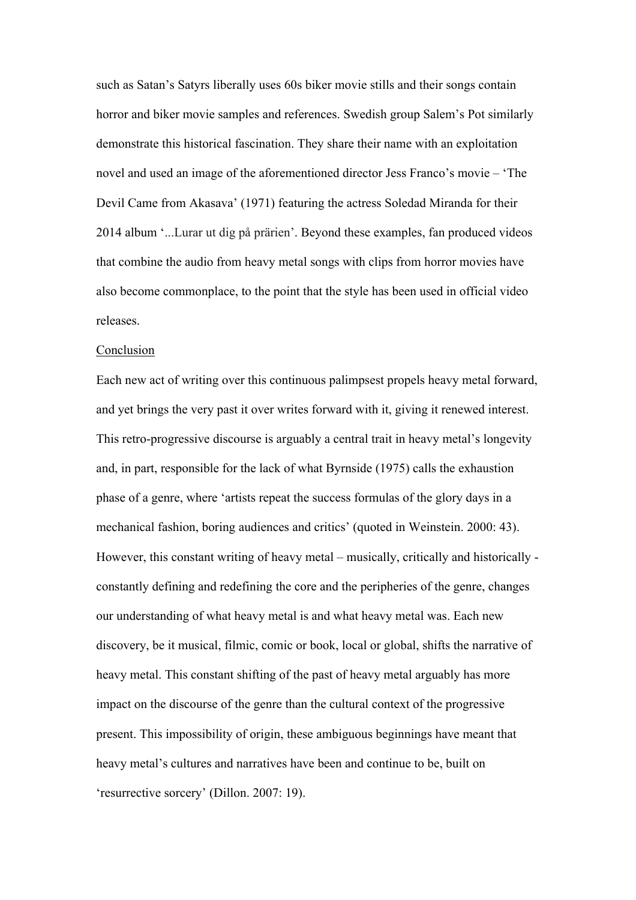such as Satan's Satyrs liberally uses 60s biker movie stills and their songs contain horror and biker movie samples and references. Swedish group Salem's Pot similarly demonstrate this historical fascination. They share their name with an exploitation novel and used an image of the aforementioned director Jess Franco's movie – 'The Devil Came from Akasava' (1971) featuring the actress Soledad Miranda for their 2014 album '...Lurar ut dig på prärien'. Beyond these examples, fan produced videos that combine the audio from heavy metal songs with clips from horror movies have also become commonplace, to the point that the style has been used in official video releases.

## Conclusion

Each new act of writing over this continuous palimpsest propels heavy metal forward, and yet brings the very past it over writes forward with it, giving it renewed interest. This retro-progressive discourse is arguably a central trait in heavy metal's longevity and, in part, responsible for the lack of what Byrnside (1975) calls the exhaustion phase of a genre, where 'artists repeat the success formulas of the glory days in a mechanical fashion, boring audiences and critics' (quoted in Weinstein. 2000: 43). However, this constant writing of heavy metal – musically, critically and historically - constantly defining and redefining the core and the peripheries of the genre, changes our understanding of what heavy metal is and what heavy metal was. Each new discovery, be it musical, filmic, comic or book, local or global, shifts the narrative of heavy metal. This constant shifting of the past of heavy metal arguably has more impact on the discourse of the genre than the cultural context of the progressive present. This impossibility of origin, these ambiguous beginnings have meant that heavy metal's cultures and narratives have been and continue to be, built on 'resurrective sorcery' (Dillon. 2007: 19).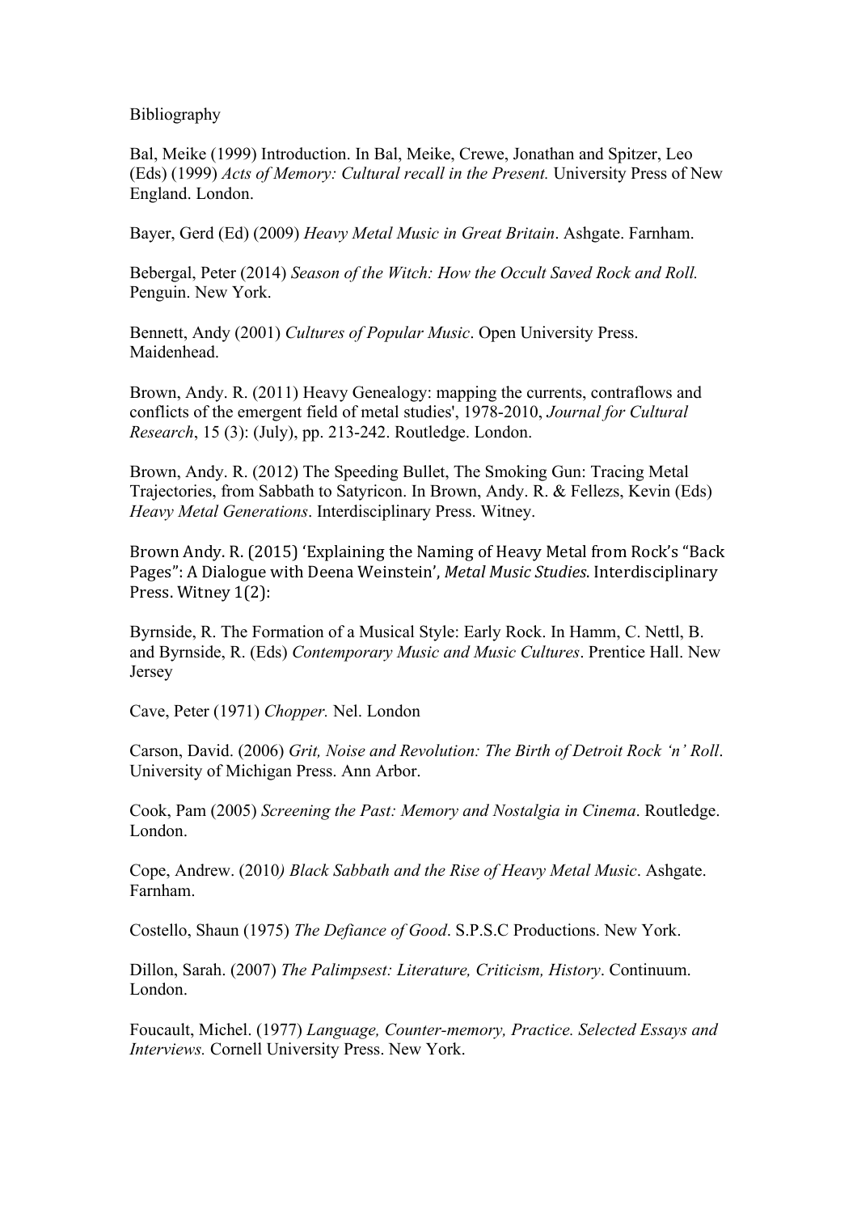Bibliography

Bal, Meike (1999) Introduction. In Bal, Meike, Crewe, Jonathan and Spitzer, Leo (Eds) (1999) *Acts of Memory: Cultural recall in the Present.* University Press of New England. London.

Bayer, Gerd (Ed) (2009) *Heavy Metal Music in Great Britain*. Ashgate. Farnham.

Bebergal, Peter (2014) *Season of the Witch: How the Occult Saved Rock and Roll.* Penguin. New York.

Bennett, Andy (2001) *Cultures of Popular Music*. Open University Press. Maidenhead.

Brown, Andy. R. (2011) Heavy Genealogy: mapping the currents, contraflows and conflicts of the emergent field of metal studies', 1978-2010, *Journal for Cultural Research*, 15 (3): (July), pp. 213-242. Routledge. London.

Brown, Andy. R. (2012) The Speeding Bullet, The Smoking Gun: Tracing Metal Trajectories, from Sabbath to Satyricon. In Brown, Andy. R. & Fellezs, Kevin (Eds) *Heavy Metal Generations*. Interdisciplinary Press. Witney.

Brown Andy. R. (2015) 'Explaining the Naming of Heavy Metal from Rock's "Back Pages": A Dialogue with Deena Weinstein', *Metal Music Studies*. Interdisciplinary Press. Witney 1(2):

Byrnside, R. The Formation of a Musical Style: Early Rock. In Hamm, C. Nettl, B. and Byrnside, R. (Eds) *Contemporary Music and Music Cultures*. Prentice Hall. New Jersey

Cave, Peter (1971) *Chopper.* Nel. London

Carson, David. (2006) *Grit, Noise and Revolution: The Birth of Detroit Rock 'n' Roll*. University of Michigan Press. Ann Arbor.

Cook, Pam (2005) *Screening the Past: Memory and Nostalgia in Cinema*. Routledge. London.

Cope, Andrew. (2010) *Black Sabbath and the Rise of Heavy Metal Music*. Ashgate. Farnham.

Costello, Shaun (1975) *The Defiance of Good*. S.P.S.C Productions. New York.

Dillon, Sarah. (2007) *The Palimpsest: Literature, Criticism, History*. Continuum. London.

Foucault, Michel. (1977) *Language, Counter-memory, Practice. Selected Essays and Interviews.* Cornell University Press. New York.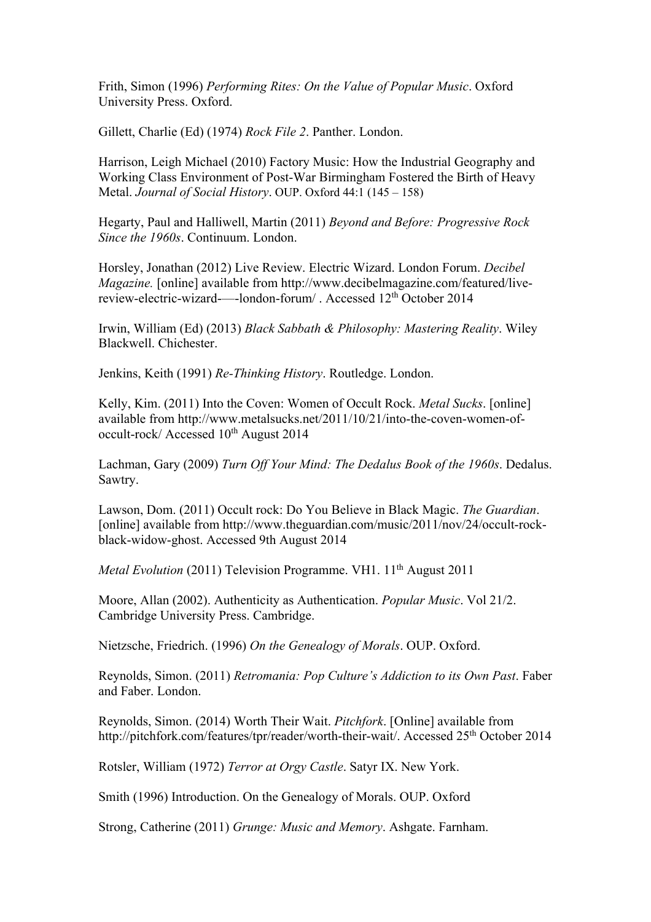Frith, Simon (1996) *Performing Rites: On the Value of Popular Music*. Oxford University Press. Oxford.

Gillett, Charlie (Ed) (1974) *Rock File 2*. Panther. London.

Harrison, Leigh Michael (2010) Factory Music: How the Industrial Geography and Working Class Environment of Post-War Birmingham Fostered the Birth of Heavy Metal. *Journal of Social History*. OUP. Oxford 44:1 (145 – 158)

Hegarty, Paul and Halliwell, Martin (2011) *Beyond and Before: Progressive Rock Since the 1960s*. Continuum. London.

Horsley, Jonathan (2012) Live Review. Electric Wizard. London Forum. *Decibel Magazine.* [online] available from http://www.decibelmagazine.com/featured/live-review-electric-wizard-—-london-forum/ . Accessed 12th October 2014

Irwin, William (Ed) (2013) *Black Sabbath & Philosophy: Mastering Reality*. Wiley Blackwell. Chichester.

Jenkins, Keith (1991) *Re-Thinking History*. Routledge. London.

Kelly, Kim. (2011) Into the Coven: Women of Occult Rock. *Metal Sucks*. [online] available from http://www.metalsucks.net/2011/10/21/into-the-coven-women-of-occult-rock/ Accessed 10th August 2014

Lachman, Gary (2009) *Turn Off Your Mind: The Dedalus Book of the 1960s*. Dedalus. Sawtry.

Lawson, Dom. (2011) Occult rock: Do You Believe in Black Magic. *The Guardian*. [online] available from http://www.theguardian.com/music/2011/nov/24/occult-rock-black-widow-ghost. Accessed 9th August 2014

*Metal Evolution* (2011) Television Programme. VH1. 11th August 2011

Moore, Allan (2002). Authenticity as Authentication. *Popular Music*. Vol 21/2. Cambridge University Press. Cambridge.

Nietzsche, Friedrich. (1996) *On the Genealogy of Morals*. OUP. Oxford.

Reynolds, Simon. (2011) *Retromania: Pop Culture's Addiction to its Own Past*. Faber and Faber. London.

Reynolds, Simon. (2014) Worth Their Wait. *Pitchfork*. [Online] available from http://pitchfork.com/features/tpr/reader/worth-their-wait/. Accessed 25th October 2014

Rotsler, William (1972) *Terror at Orgy Castle*. Satyr IX. New York.

Smith (1996) Introduction. On the Genealogy of Morals. OUP. Oxford

Strong, Catherine (2011) *Grunge: Music and Memory*. Ashgate. Farnham.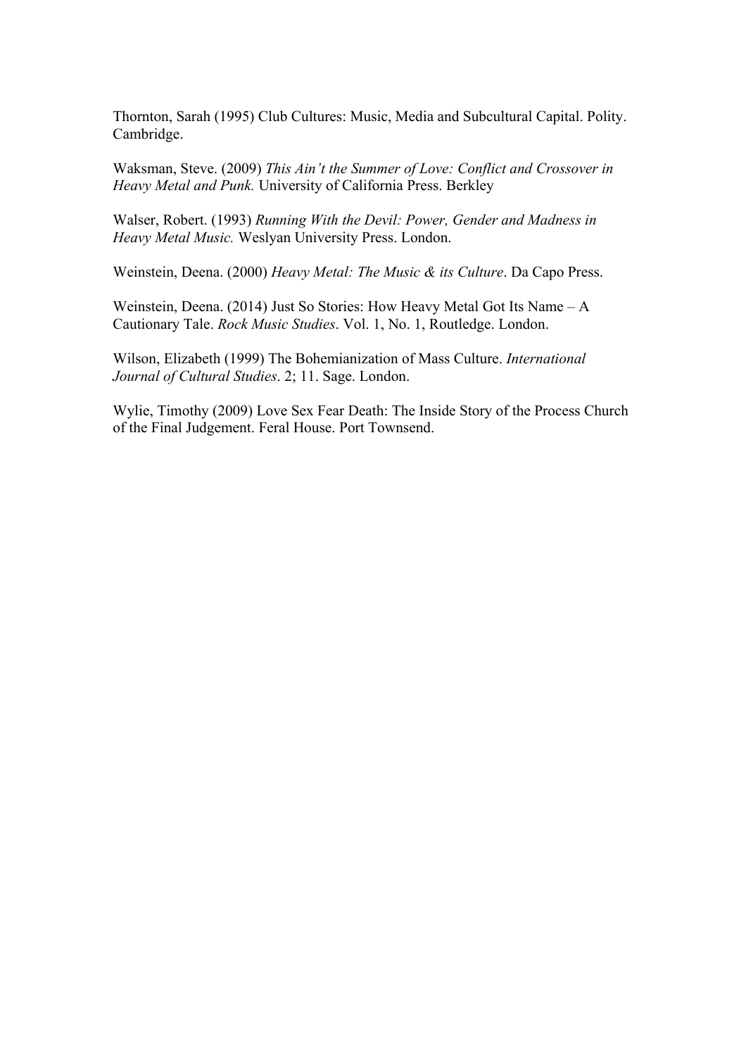Thornton, Sarah (1995) Club Cultures: Music, Media and Subcultural Capital. Polity. Cambridge.

Waksman, Steve. (2009) *This Ain't the Summer of Love: Conflict and Crossover in Heavy Metal and Punk.* University of California Press. Berkley

Walser, Robert. (1993) *Running With the Devil: Power, Gender and Madness in Heavy Metal Music.* Weslyan University Press. London.

Weinstein, Deena. (2000) *Heavy Metal: The Music & its Culture*. Da Capo Press.

Weinstein, Deena. (2014) Just So Stories: How Heavy Metal Got Its Name – A Cautionary Tale. *Rock Music Studies*. Vol. 1, No. 1, Routledge. London.

Wilson, Elizabeth (1999) The Bohemianization of Mass Culture. *International Journal of Cultural Studies*. 2; 11. Sage. London.

Wylie, Timothy (2009) Love Sex Fear Death: The Inside Story of the Process Church of the Final Judgement. Feral House. Port Townsend.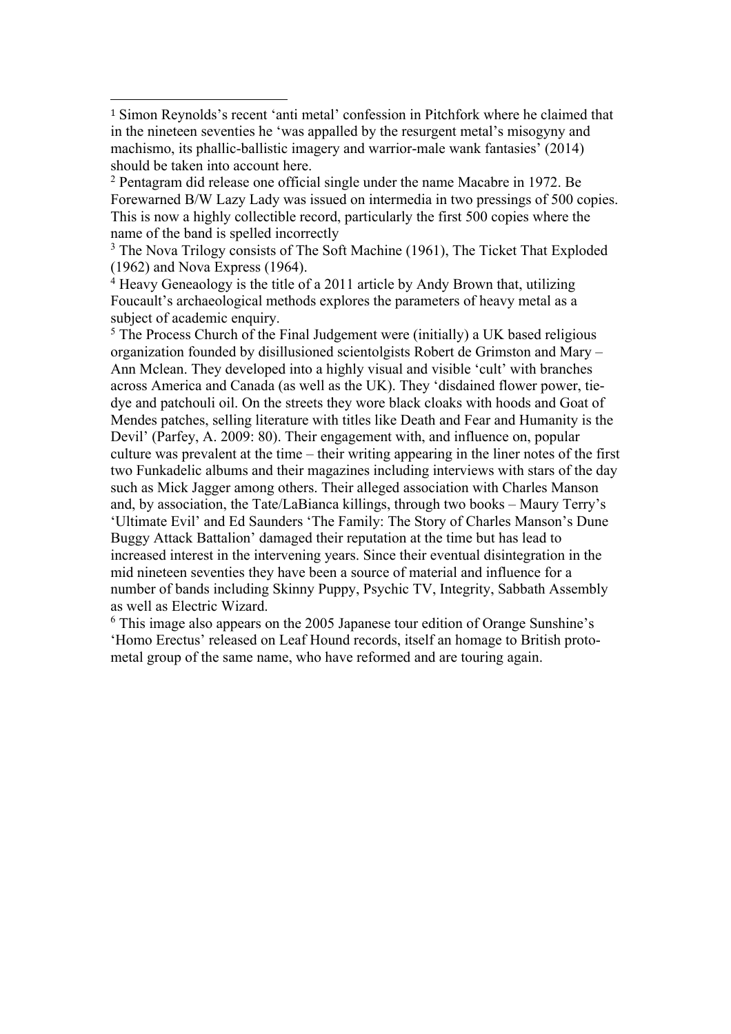[1] Simon Reynolds's recent 'anti metal' confession in Pitchfork where he claimed that in the nineteen seventies he 'was appalled by the resurgent metal's misogyny and machismo, its phallic-ballistic imagery and warrior-male wank fantasies' (2014) should be taken into account here.

[2] Pentagram did release one official single under the name Macabre in 1972. Be Forewarned B/W Lazy Lady was issued on intermedia in two pressings of 500 copies. This is now a highly collectible record, particularly the first 500 copies where the name of the band is spelled incorrectly

[3] The Nova Trilogy consists of The Soft Machine (1961), The Ticket That Exploded (1962) and Nova Express (1964).

[4] Heavy Geneaology is the title of a 2011 article by Andy Brown that, utilizing Foucault's archaeological methods explores the parameters of heavy metal as a subject of academic enquiry.

[5] The Process Church of the Final Judgement were (initially) a UK based religious organization founded by disillusioned scientolgists Robert de Grimston and Mary – Ann Mclean. They developed into a highly visual and visible 'cult' with branches across America and Canada (as well as the UK). They 'disdained flower power, tie-dye and patchouli oil. On the streets they wore black cloaks with hoods and Goat of Mendes patches, selling literature with titles like Death and Fear and Humanity is the Devil' (Parfey, A. 2009: 80). Their engagement with, and influence on, popular culture was prevalent at the time – their writing appearing in the liner notes of the first two Funkadelic albums and their magazines including interviews with stars of the day such as Mick Jagger among others. Their alleged association with Charles Manson and, by association, the Tate/LaBianca killings, through two books – Maury Terry's 'Ultimate Evil' and Ed Saunders 'The Family: The Story of Charles Manson's Dune Buggy Attack Battalion' damaged their reputation at the time but has lead to increased interest in the intervening years. Since their eventual disintegration in the mid nineteen seventies they have been a source of material and influence for a number of bands including Skinny Puppy, Psychic TV, Integrity, Sabbath Assembly as well as Electric Wizard.

[6] This image also appears on the 2005 Japanese tour edition of Orange Sunshine's 'Homo Erectus' released on Leaf Hound records, itself an homage to British proto-metal group of the same name, who have reformed and are touring again.